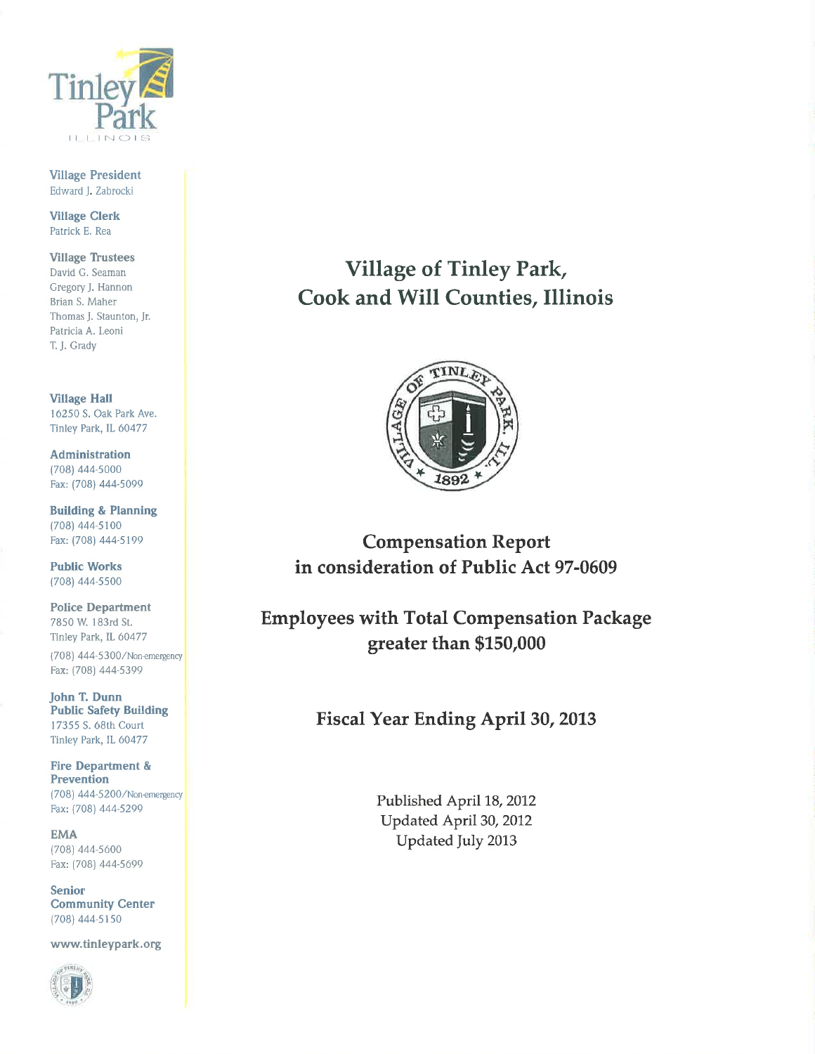Tinley Park

ILLINOIS

**Village President**
Edward J. Zabrocki

**Village Clerk**
Patrick E. Rea

**Village Trustees**
David G. Seaman
Gregory J. Hannon
Brian S. Maher
Thomas J. Staunton, Jr.
Patricia A. Leoni
T. J. Grady

**Village Hall**
16250 S. Oak Park Ave.
Tinley Park, IL 60477

**Administration**
(708) 444-5000
Fax: (708) 444-5099

**Building & Planning**
(708) 444-5100
Fax: (708) 444-5199

**Public Works**
(708) 444-5500

**Police Department**
7850 W. 183rd St.
Tinley Park, IL 60477
(708) 444-5300/Non-emergency
Fax: (708) 444-5399

**John T. Dunn Public Safety Building**
17355 S. 68th Court
Tinley Park, IL 60477

**Fire Department & Prevention**
(708) 444-5200/Non-emergency
Fax: (708) 444-5299

**EMA**
(708) 444-5600
Fax: (708) 444-5699

**Senior Community Center**
(708) 444-5150

www.tinleypark.org

# Village of Tinley Park, Cook and Will Counties, Illinois

## Compensation Report in consideration of Public Act 97-0609

## Employees with Total Compensation Package greater than $150,000

## Fiscal Year Ending April 30, 2013

Published April 18, 2012
Updated April 30, 2012
Updated July 2013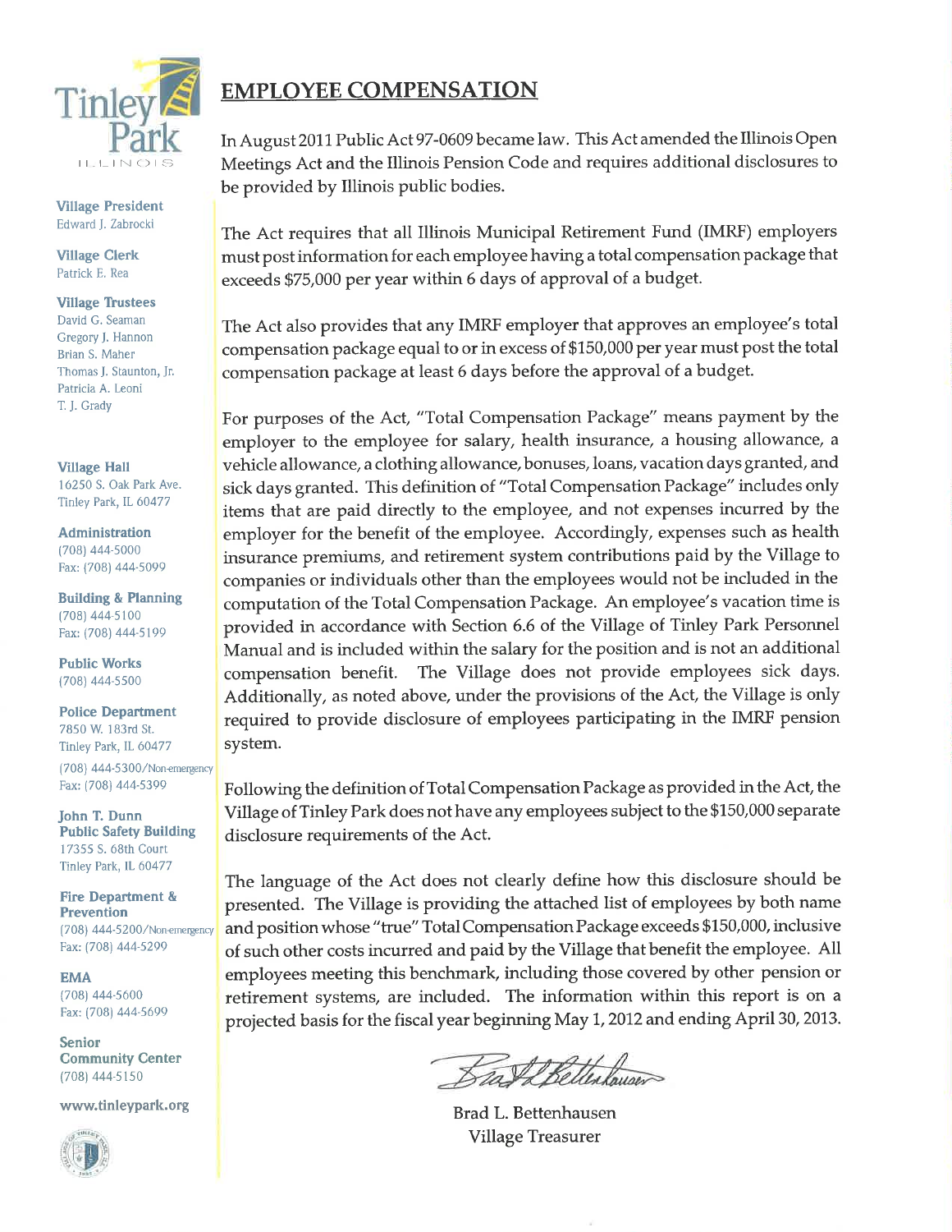Tinley Park
ILLINOIS

**Village President**
Edward J. Zabrocki

**Village Clerk**
Patrick E. Rea

**Village Trustees**
David G. Seaman
Gregory J. Hannon
Brian S. Maher
Thomas J. Staunton, Jr.
Patricia A. Leoni
T. J. Grady

**Village Hall**
16250 S. Oak Park Ave.
Tinley Park, IL 60477

**Administration**
(708) 444-5000
Fax: (708) 444-5099

**Building & Planning**
(708) 444-5100
Fax: (708) 444-5199

**Public Works**
(708) 444-5500

**Police Department**
7850 W. 183rd St.
Tinley Park, IL 60477
(708) 444-5300/Non-emergency
Fax: (708) 444-5399

**John T. Dunn Public Safety Building**
17355 S. 68th Court
Tinley Park, IL 60477

**Fire Department & Prevention**
(708) 444-5200/Non-emergency
Fax: (708) 444-5299

**EMA**
(708) 444-5600
Fax: (708) 444-5699

**Senior Community Center**
(708) 444-5150

**www.tinleypark.org**

# EMPLOYEE COMPENSATION

In August 2011 Public Act 97-0609 became law. This Act amended the Illinois Open Meetings Act and the Illinois Pension Code and requires additional disclosures to be provided by Illinois public bodies.

The Act requires that all Illinois Municipal Retirement Fund (IMRF) employers must post information for each employee having a total compensation package that exceeds $75,000 per year within 6 days of approval of a budget.

The Act also provides that any IMRF employer that approves an employee's total compensation package equal to or in excess of $150,000 per year must post the total compensation package at least 6 days before the approval of a budget.

For purposes of the Act, "Total Compensation Package" means payment by the employer to the employee for salary, health insurance, a housing allowance, a vehicle allowance, a clothing allowance, bonuses, loans, vacation days granted, and sick days granted. This definition of "Total Compensation Package" includes only items that are paid directly to the employee, and not expenses incurred by the employer for the benefit of the employee. Accordingly, expenses such as health insurance premiums, and retirement system contributions paid by the Village to companies or individuals other than the employees would not be included in the computation of the Total Compensation Package. An employee's vacation time is provided in accordance with Section 6.6 of the Village of Tinley Park Personnel Manual and is included within the salary for the position and is not an additional compensation benefit. The Village does not provide employees sick days. Additionally, as noted above, under the provisions of the Act, the Village is only required to provide disclosure of employees participating in the IMRF pension system.

Following the definition of Total Compensation Package as provided in the Act, the Village of Tinley Park does not have any employees subject to the $150,000 separate disclosure requirements of the Act.

The language of the Act does not clearly define how this disclosure should be presented. The Village is providing the attached list of employees by both name and position whose "true" Total Compensation Package exceeds $150,000, inclusive of such other costs incurred and paid by the Village that benefit the employee. All employees meeting this benchmark, including those covered by other pension or retirement systems, are included. The information within this report is on a projected basis for the fiscal year beginning May 1, 2012 and ending April 30, 2013.

Brad L. Bettenhausen
Village Treasurer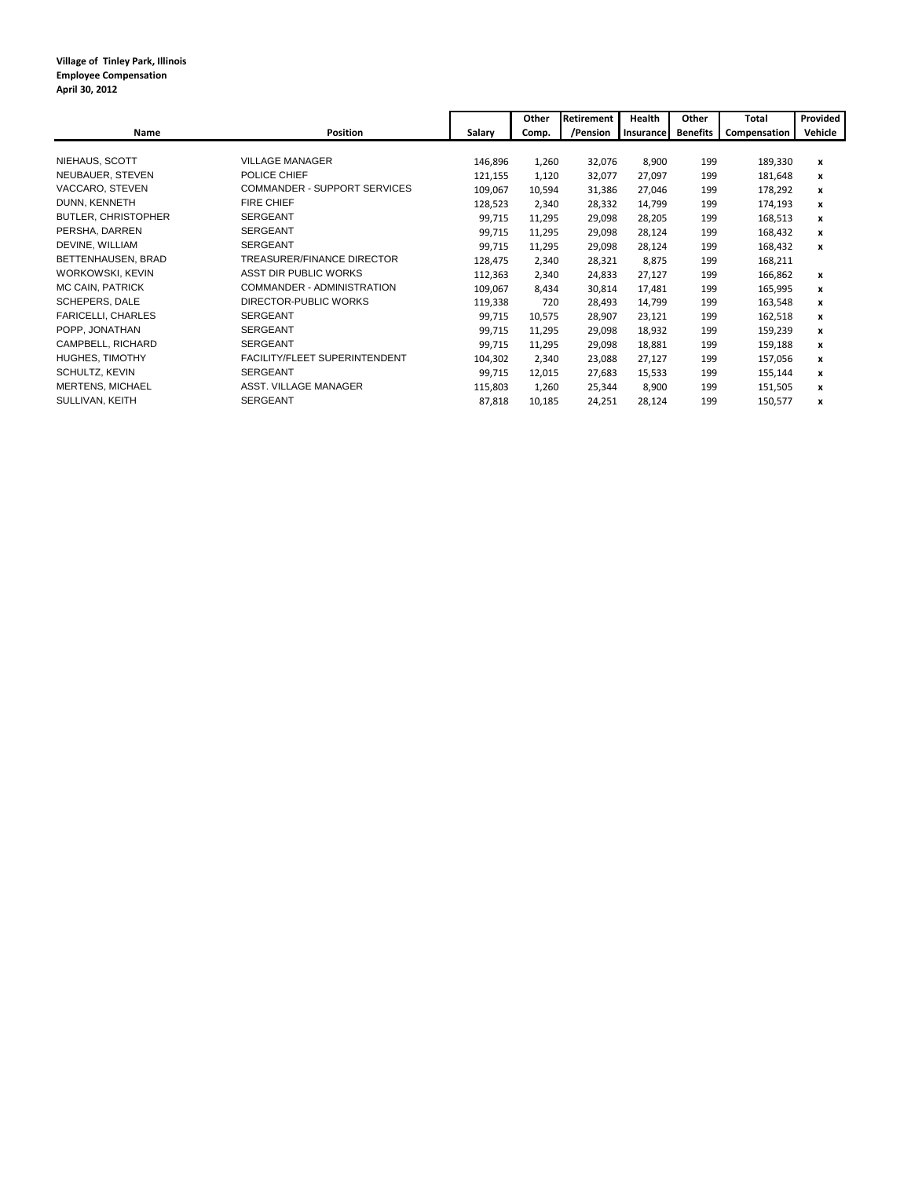**Village of Tinley Park, Illinois**
**Employee Compensation**
**April 30, 2012**

| Name | Position | Salary | Other Comp. | Retirement /Pension | Health Insurance | Other Benefits | Total Compensation | Provided Vehicle |
|---|---|---|---|---|---|---|---|---|
| NIEHAUS, SCOTT | VILLAGE MANAGER | 146,896 | 1,260 | 32,076 | 8,900 | 199 | 189,330 | x |
| NEUBAUER, STEVEN | POLICE CHIEF | 121,155 | 1,120 | 32,077 | 27,097 | 199 | 181,648 | x |
| VACCARO, STEVEN | COMMANDER - SUPPORT SERVICES | 109,067 | 10,594 | 31,386 | 27,046 | 199 | 178,292 | x |
| DUNN, KENNETH | FIRE CHIEF | 128,523 | 2,340 | 28,332 | 14,799 | 199 | 174,193 | x |
| BUTLER, CHRISTOPHER | SERGEANT | 99,715 | 11,295 | 29,098 | 28,205 | 199 | 168,513 | x |
| PERSHA, DARREN | SERGEANT | 99,715 | 11,295 | 29,098 | 28,124 | 199 | 168,432 | x |
| DEVINE, WILLIAM | SERGEANT | 99,715 | 11,295 | 29,098 | 28,124 | 199 | 168,432 | x |
| BETTENHAUSEN, BRAD | TREASURER/FINANCE DIRECTOR | 128,475 | 2,340 | 28,321 | 8,875 | 199 | 168,211 | |
| WORKOWSKI, KEVIN | ASST DIR PUBLIC WORKS | 112,363 | 2,340 | 24,833 | 27,127 | 199 | 166,862 | x |
| MC CAIN, PATRICK | COMMANDER - ADMINISTRATION | 109,067 | 8,434 | 30,814 | 17,481 | 199 | 165,995 | x |
| SCHEPERS, DALE | DIRECTOR-PUBLIC WORKS | 119,338 | 720 | 28,493 | 14,799 | 199 | 163,548 | x |
| FARICELLI, CHARLES | SERGEANT | 99,715 | 10,575 | 28,907 | 23,121 | 199 | 162,518 | x |
| POPP, JONATHAN | SERGEANT | 99,715 | 11,295 | 29,098 | 18,932 | 199 | 159,239 | x |
| CAMPBELL, RICHARD | SERGEANT | 99,715 | 11,295 | 29,098 | 18,881 | 199 | 159,188 | x |
| HUGHES, TIMOTHY | FACILITY/FLEET SUPERINTENDENT | 104,302 | 2,340 | 23,088 | 27,127 | 199 | 157,056 | x |
| SCHULTZ, KEVIN | SERGEANT | 99,715 | 12,015 | 27,683 | 15,533 | 199 | 155,144 | x |
| MERTENS, MICHAEL | ASST. VILLAGE MANAGER | 115,803 | 1,260 | 25,344 | 8,900 | 199 | 151,505 | x |
| SULLIVAN, KEITH | SERGEANT | 87,818 | 10,185 | 24,251 | 28,124 | 199 | 150,577 | x |